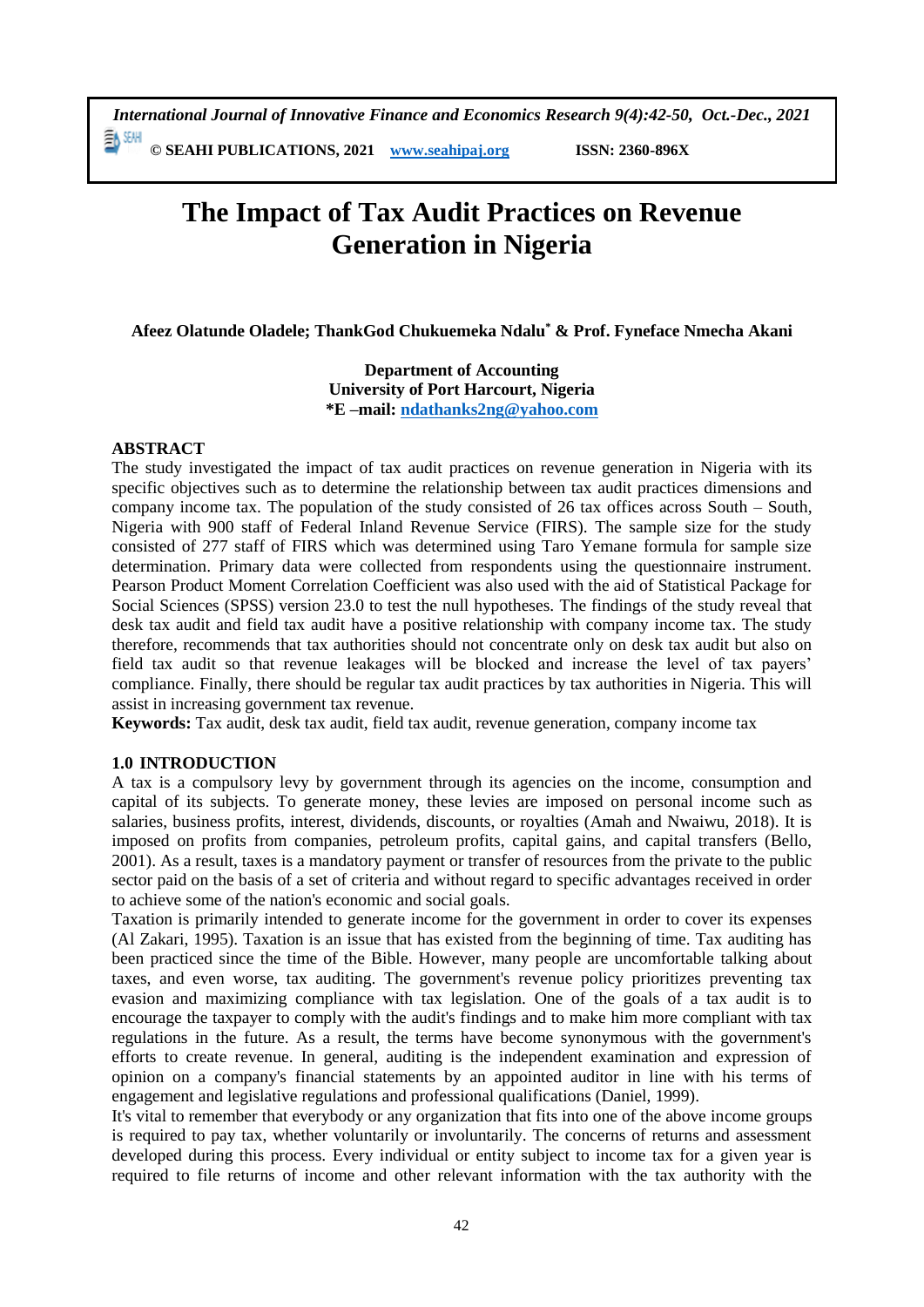# The Impact of Tax Audit Practices on Revenue Generation in Nigeria

**Afeez Olatunde Oladele; ThankGod Chukuemeka Ndalu* & Prof. Fyneface Nmecha Akani**

**Department of Accounting**
**University of Port Harcourt, Nigeria**
***E –mail: ndathanks2ng@yahoo.com**

## ABSTRACT

The study investigated the impact of tax audit practices on revenue generation in Nigeria with its specific objectives such as to determine the relationship between tax audit practices dimensions and company income tax. The population of the study consisted of 26 tax offices across South – South, Nigeria with 900 staff of Federal Inland Revenue Service (FIRS). The sample size for the study consisted of 277 staff of FIRS which was determined using Taro Yemane formula for sample size determination. Primary data were collected from respondents using the questionnaire instrument. Pearson Product Moment Correlation Coefficient was also used with the aid of Statistical Package for Social Sciences (SPSS) version 23.0 to test the null hypotheses. The findings of the study reveal that desk tax audit and field tax audit have a positive relationship with company income tax. The study therefore, recommends that tax authorities should not concentrate only on desk tax audit but also on field tax audit so that revenue leakages will be blocked and increase the level of tax payers' compliance. Finally, there should be regular tax audit practices by tax authorities in Nigeria. This will assist in increasing government tax revenue.

**Keywords:** Tax audit, desk tax audit, field tax audit, revenue generation, company income tax

## 1.0 INTRODUCTION

A tax is a compulsory levy by government through its agencies on the income, consumption and capital of its subjects. To generate money, these levies are imposed on personal income such as salaries, business profits, interest, dividends, discounts, or royalties (Amah and Nwaiwu, 2018). It is imposed on profits from companies, petroleum profits, capital gains, and capital transfers (Bello, 2001). As a result, taxes is a mandatory payment or transfer of resources from the private to the public sector paid on the basis of a set of criteria and without regard to specific advantages received in order to achieve some of the nation's economic and social goals.

Taxation is primarily intended to generate income for the government in order to cover its expenses (Al Zakari, 1995). Taxation is an issue that has existed from the beginning of time. Tax auditing has been practiced since the time of the Bible. However, many people are uncomfortable talking about taxes, and even worse, tax auditing. The government's revenue policy prioritizes preventing tax evasion and maximizing compliance with tax legislation. One of the goals of a tax audit is to encourage the taxpayer to comply with the audit's findings and to make him more compliant with tax regulations in the future. As a result, the terms have become synonymous with the government's efforts to create revenue. In general, auditing is the independent examination and expression of opinion on a company's financial statements by an appointed auditor in line with his terms of engagement and legislative regulations and professional qualifications (Daniel, 1999).

It's vital to remember that everybody or any organization that fits into one of the above income groups is required to pay tax, whether voluntarily or involuntarily. The concerns of returns and assessment developed during this process. Every individual or entity subject to income tax for a given year is required to file returns of income and other relevant information with the tax authority with the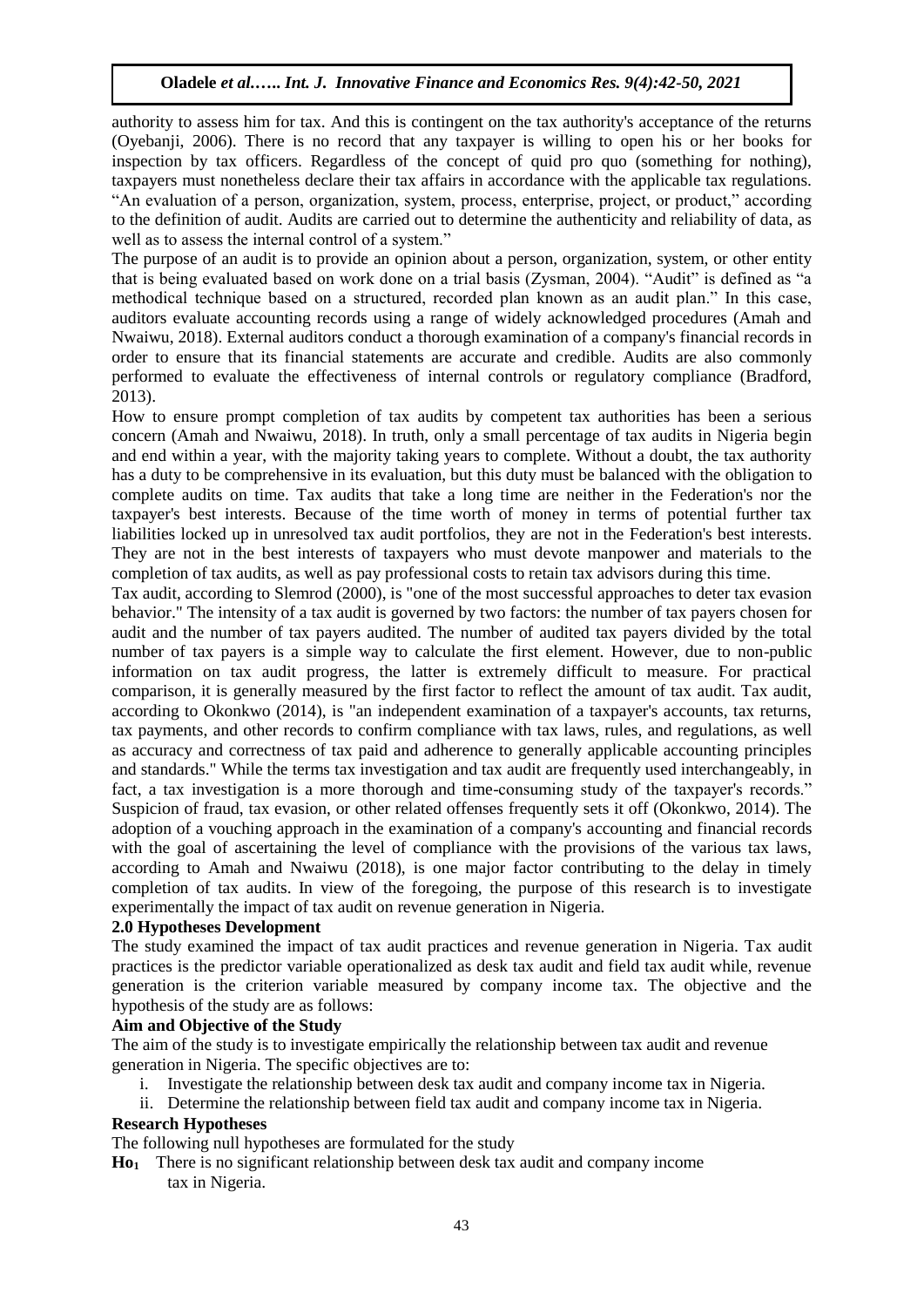authority to assess him for tax. And this is contingent on the tax authority's acceptance of the returns (Oyebanji, 2006). There is no record that any taxpayer is willing to open his or her books for inspection by tax officers. Regardless of the concept of quid pro quo (something for nothing), taxpayers must nonetheless declare their tax affairs in accordance with the applicable tax regulations. "An evaluation of a person, organization, system, process, enterprise, project, or product," according to the definition of audit. Audits are carried out to determine the authenticity and reliability of data, as well as to assess the internal control of a system."

The purpose of an audit is to provide an opinion about a person, organization, system, or other entity that is being evaluated based on work done on a trial basis (Zysman, 2004). "Audit" is defined as "a methodical technique based on a structured, recorded plan known as an audit plan." In this case, auditors evaluate accounting records using a range of widely acknowledged procedures (Amah and Nwaiwu, 2018). External auditors conduct a thorough examination of a company's financial records in order to ensure that its financial statements are accurate and credible. Audits are also commonly performed to evaluate the effectiveness of internal controls or regulatory compliance (Bradford, 2013).

How to ensure prompt completion of tax audits by competent tax authorities has been a serious concern (Amah and Nwaiwu, 2018). In truth, only a small percentage of tax audits in Nigeria begin and end within a year, with the majority taking years to complete. Without a doubt, the tax authority has a duty to be comprehensive in its evaluation, but this duty must be balanced with the obligation to complete audits on time. Tax audits that take a long time are neither in the Federation's nor the taxpayer's best interests. Because of the time worth of money in terms of potential further tax liabilities locked up in unresolved tax audit portfolios, they are not in the Federation's best interests. They are not in the best interests of taxpayers who must devote manpower and materials to the completion of tax audits, as well as pay professional costs to retain tax advisors during this time.

Tax audit, according to Slemrod (2000), is "one of the most successful approaches to deter tax evasion behavior." The intensity of a tax audit is governed by two factors: the number of tax payers chosen for audit and the number of tax payers audited. The number of audited tax payers divided by the total number of tax payers is a simple way to calculate the first element. However, due to non-public information on tax audit progress, the latter is extremely difficult to measure. For practical comparison, it is generally measured by the first factor to reflect the amount of tax audit. Tax audit, according to Okonkwo (2014), is "an independent examination of a taxpayer's accounts, tax returns, tax payments, and other records to confirm compliance with tax laws, rules, and regulations, as well as accuracy and correctness of tax paid and adherence to generally applicable accounting principles and standards." While the terms tax investigation and tax audit are frequently used interchangeably, in fact, a tax investigation is a more thorough and time-consuming study of the taxpayer's records." Suspicion of fraud, tax evasion, or other related offenses frequently sets it off (Okonkwo, 2014). The adoption of a vouching approach in the examination of a company's accounting and financial records with the goal of ascertaining the level of compliance with the provisions of the various tax laws, according to Amah and Nwaiwu (2018), is one major factor contributing to the delay in timely completion of tax audits. In view of the foregoing, the purpose of this research is to investigate experimentally the impact of tax audit on revenue generation in Nigeria.

## 2.0 Hypotheses Development

The study examined the impact of tax audit practices and revenue generation in Nigeria. Tax audit practices is the predictor variable operationalized as desk tax audit and field tax audit while, revenue generation is the criterion variable measured by company income tax. The objective and the hypothesis of the study are as follows:

### Aim and Objective of the Study

The aim of the study is to investigate empirically the relationship between tax audit and revenue generation in Nigeria. The specific objectives are to:

i. Investigate the relationship between desk tax audit and company income tax in Nigeria.
ii. Determine the relationship between field tax audit and company income tax in Nigeria.

### Research Hypotheses

The following null hypotheses are formulated for the study

**$Ho_1$** There is no significant relationship between desk tax audit and company income tax in Nigeria.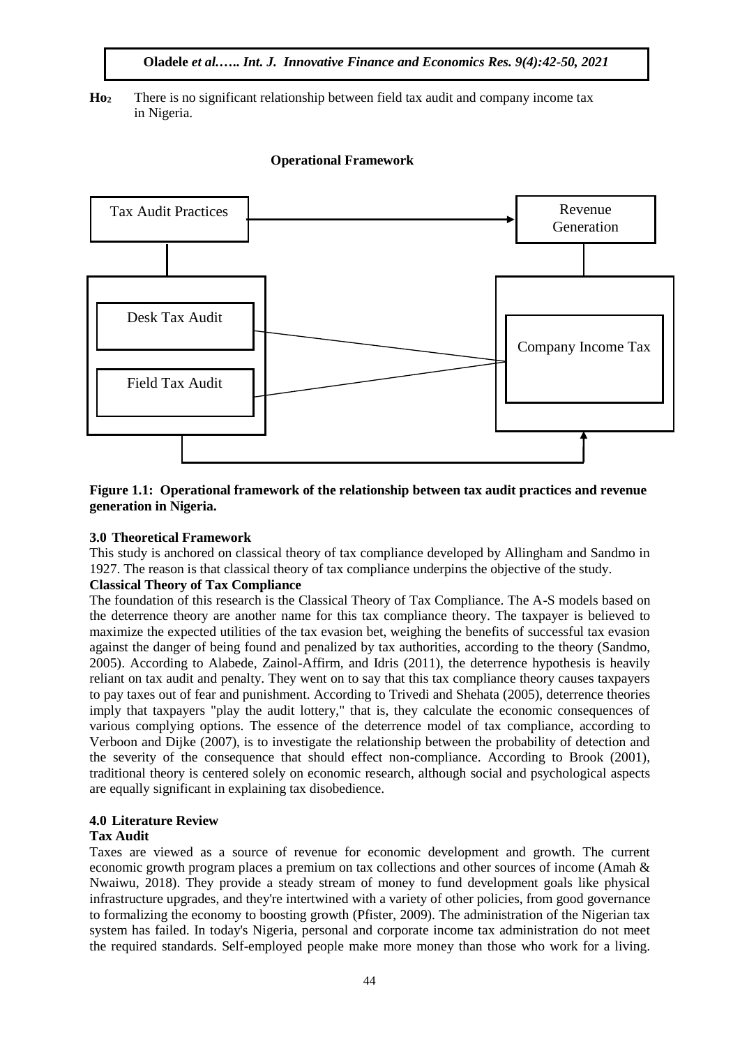**Ho₂** There is no significant relationship between field tax audit and company income tax in Nigeria.

**Operational Framework**

**Figure 1.1: Operational framework of the relationship between tax audit practices and revenue generation in Nigeria.**

## 3.0 Theoretical Framework

This study is anchored on classical theory of tax compliance developed by Allingham and Sandmo in 1927. The reason is that classical theory of tax compliance underpins the objective of the study.

**Classical Theory of Tax Compliance**

The foundation of this research is the Classical Theory of Tax Compliance. The A-S models based on the deterrence theory are another name for this tax compliance theory. The taxpayer is believed to maximize the expected utilities of the tax evasion bet, weighing the benefits of successful tax evasion against the danger of being found and penalized by tax authorities, according to the theory (Sandmo, 2005). According to Alabede, Zainol-Affirm, and Idris (2011), the deterrence hypothesis is heavily reliant on tax audit and penalty. They went on to say that this tax compliance theory causes taxpayers to pay taxes out of fear and punishment. According to Trivedi and Shehata (2005), deterrence theories imply that taxpayers "play the audit lottery," that is, they calculate the economic consequences of various complying options. The essence of the deterrence model of tax compliance, according to Verboon and Dijke (2007), is to investigate the relationship between the probability of detection and the severity of the consequence that should effect non-compliance. According to Brook (2001), traditional theory is centered solely on economic research, although social and psychological aspects are equally significant in explaining tax disobedience.

## 4.0 Literature Review

**Tax Audit**

Taxes are viewed as a source of revenue for economic development and growth. The current economic growth program places a premium on tax collections and other sources of income (Amah & Nwaiwu, 2018). They provide a steady stream of money to fund development goals like physical infrastructure upgrades, and they're intertwined with a variety of other policies, from good governance to formalizing the economy to boosting growth (Pfister, 2009). The administration of the Nigerian tax system has failed. In today's Nigeria, personal and corporate income tax administration do not meet the required standards. Self-employed people make more money than those who work for a living.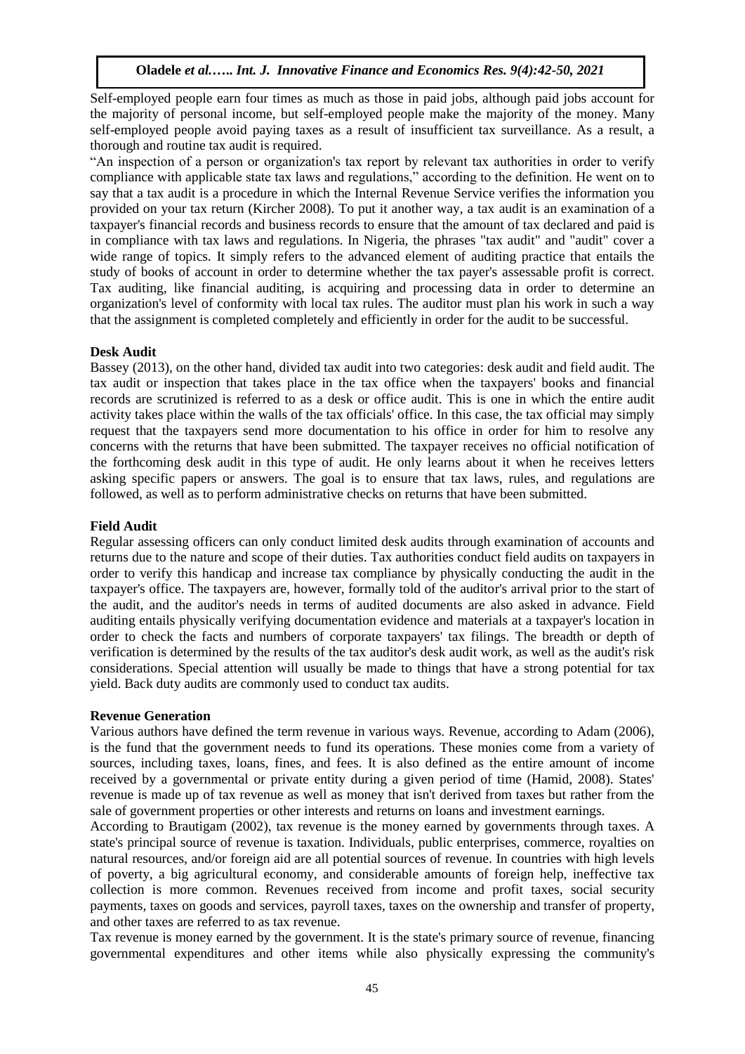Self-employed people earn four times as much as those in paid jobs, although paid jobs account for the majority of personal income, but self-employed people make the majority of the money. Many self-employed people avoid paying taxes as a result of insufficient tax surveillance. As a result, a thorough and routine tax audit is required.

"An inspection of a person or organization's tax report by relevant tax authorities in order to verify compliance with applicable state tax laws and regulations," according to the definition. He went on to say that a tax audit is a procedure in which the Internal Revenue Service verifies the information you provided on your tax return (Kircher 2008). To put it another way, a tax audit is an examination of a taxpayer's financial records and business records to ensure that the amount of tax declared and paid is in compliance with tax laws and regulations. In Nigeria, the phrases "tax audit" and "audit" cover a wide range of topics. It simply refers to the advanced element of auditing practice that entails the study of books of account in order to determine whether the tax payer's assessable profit is correct. Tax auditing, like financial auditing, is acquiring and processing data in order to determine an organization's level of conformity with local tax rules. The auditor must plan his work in such a way that the assignment is completed completely and efficiently in order for the audit to be successful.

**Desk Audit**

Bassey (2013), on the other hand, divided tax audit into two categories: desk audit and field audit. The tax audit or inspection that takes place in the tax office when the taxpayers' books and financial records are scrutinized is referred to as a desk or office audit. This is one in which the entire audit activity takes place within the walls of the tax officials' office. In this case, the tax official may simply request that the taxpayers send more documentation to his office in order for him to resolve any concerns with the returns that have been submitted. The taxpayer receives no official notification of the forthcoming desk audit in this type of audit. He only learns about it when he receives letters asking specific papers or answers. The goal is to ensure that tax laws, rules, and regulations are followed, as well as to perform administrative checks on returns that have been submitted.

**Field Audit**

Regular assessing officers can only conduct limited desk audits through examination of accounts and returns due to the nature and scope of their duties. Tax authorities conduct field audits on taxpayers in order to verify this handicap and increase tax compliance by physically conducting the audit in the taxpayer's office. The taxpayers are, however, formally told of the auditor's arrival prior to the start of the audit, and the auditor's needs in terms of audited documents are also asked in advance. Field auditing entails physically verifying documentation evidence and materials at a taxpayer's location in order to check the facts and numbers of corporate taxpayers' tax filings. The breadth or depth of verification is determined by the results of the tax auditor's desk audit work, as well as the audit's risk considerations. Special attention will usually be made to things that have a strong potential for tax yield. Back duty audits are commonly used to conduct tax audits.

**Revenue Generation**

Various authors have defined the term revenue in various ways. Revenue, according to Adam (2006), is the fund that the government needs to fund its operations. These monies come from a variety of sources, including taxes, loans, fines, and fees. It is also defined as the entire amount of income received by a governmental or private entity during a given period of time (Hamid, 2008). States' revenue is made up of tax revenue as well as money that isn't derived from taxes but rather from the sale of government properties or other interests and returns on loans and investment earnings.

According to Brautigam (2002), tax revenue is the money earned by governments through taxes. A state's principal source of revenue is taxation. Individuals, public enterprises, commerce, royalties on natural resources, and/or foreign aid are all potential sources of revenue. In countries with high levels of poverty, a big agricultural economy, and considerable amounts of foreign help, ineffective tax collection is more common. Revenues received from income and profit taxes, social security payments, taxes on goods and services, payroll taxes, taxes on the ownership and transfer of property, and other taxes are referred to as tax revenue.

Tax revenue is money earned by the government. It is the state's primary source of revenue, financing governmental expenditures and other items while also physically expressing the community's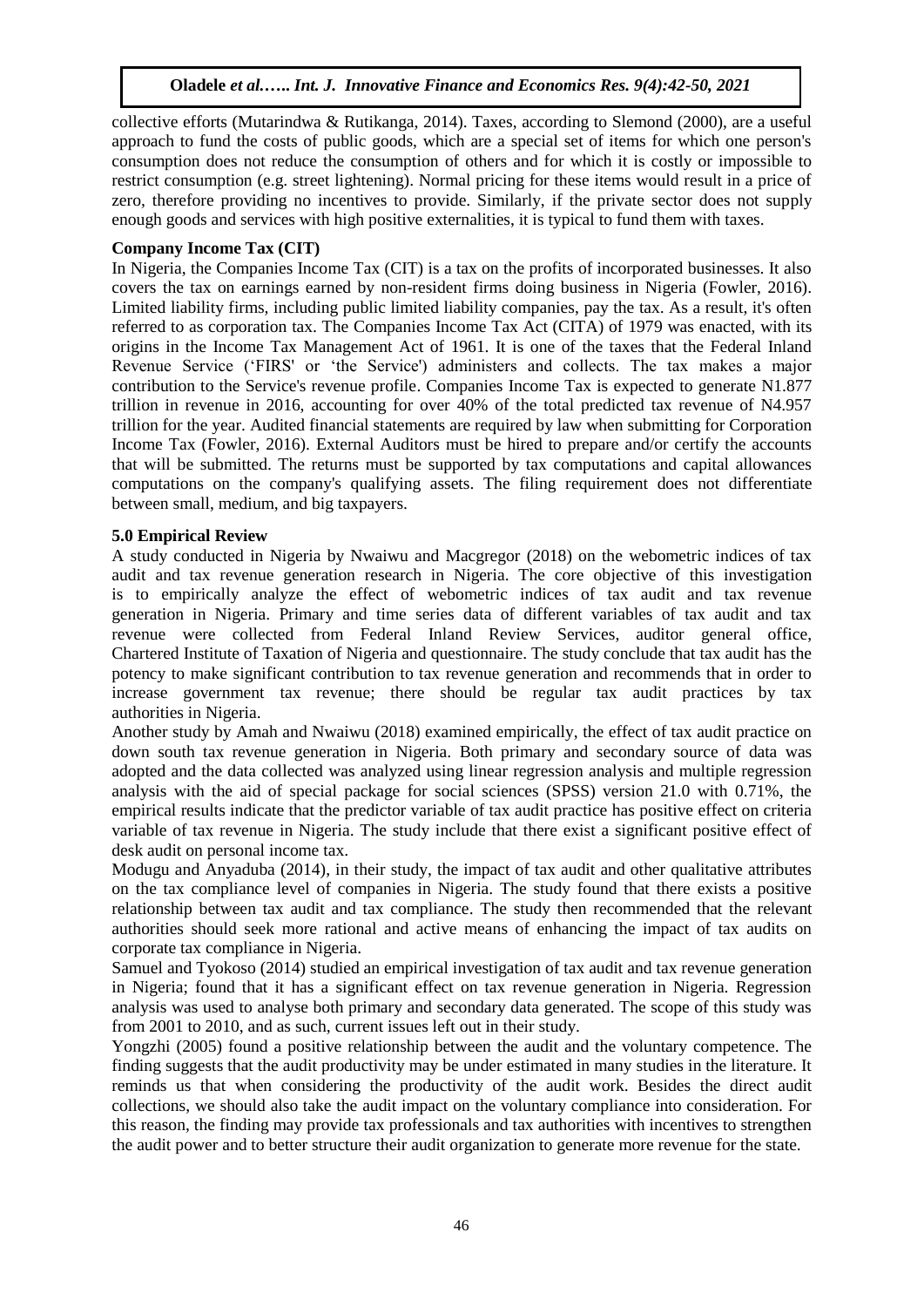collective efforts (Mutarindwa & Rutikanga, 2014). Taxes, according to Slemond (2000), are a useful approach to fund the costs of public goods, which are a special set of items for which one person's consumption does not reduce the consumption of others and for which it is costly or impossible to restrict consumption (e.g. street lightening). Normal pricing for these items would result in a price of zero, therefore providing no incentives to provide. Similarly, if the private sector does not supply enough goods and services with high positive externalities, it is typical to fund them with taxes.

**Company Income Tax (CIT)**

In Nigeria, the Companies Income Tax (CIT) is a tax on the profits of incorporated businesses. It also covers the tax on earnings earned by non-resident firms doing business in Nigeria (Fowler, 2016). Limited liability firms, including public limited liability companies, pay the tax. As a result, it's often referred to as corporation tax. The Companies Income Tax Act (CITA) of 1979 was enacted, with its origins in the Income Tax Management Act of 1961. It is one of the taxes that the Federal Inland Revenue Service ('FIRS' or 'the Service') administers and collects. The tax makes a major contribution to the Service's revenue profile. Companies Income Tax is expected to generate N1.877 trillion in revenue in 2016, accounting for over 40% of the total predicted tax revenue of N4.957 trillion for the year. Audited financial statements are required by law when submitting for Corporation Income Tax (Fowler, 2016). External Auditors must be hired to prepare and/or certify the accounts that will be submitted. The returns must be supported by tax computations and capital allowances computations on the company's qualifying assets. The filing requirement does not differentiate between small, medium, and big taxpayers.

**5.0 Empirical Review**

A study conducted in Nigeria by Nwaiwu and Macgregor (2018) on the webometric indices of tax audit and tax revenue generation research in Nigeria. The core objective of this investigation is to empirically analyze the effect of webometric indices of tax audit and tax revenue generation in Nigeria. Primary and time series data of different variables of tax audit and tax revenue were collected from Federal Inland Review Services, auditor general office, Chartered Institute of Taxation of Nigeria and questionnaire. The study conclude that tax audit has the potency to make significant contribution to tax revenue generation and recommends that in order to increase government tax revenue; there should be regular tax audit practices by tax authorities in Nigeria.

Another study by Amah and Nwaiwu (2018) examined empirically, the effect of tax audit practice on down south tax revenue generation in Nigeria. Both primary and secondary source of data was adopted and the data collected was analyzed using linear regression analysis and multiple regression analysis with the aid of special package for social sciences (SPSS) version 21.0 with 0.71%, the empirical results indicate that the predictor variable of tax audit practice has positive effect on criteria variable of tax revenue in Nigeria. The study include that there exist a significant positive effect of desk audit on personal income tax.

Modugu and Anyaduba (2014), in their study, the impact of tax audit and other qualitative attributes on the tax compliance level of companies in Nigeria. The study found that there exists a positive relationship between tax audit and tax compliance. The study then recommended that the relevant authorities should seek more rational and active means of enhancing the impact of tax audits on corporate tax compliance in Nigeria.

Samuel and Tyokoso (2014) studied an empirical investigation of tax audit and tax revenue generation in Nigeria; found that it has a significant effect on tax revenue generation in Nigeria. Regression analysis was used to analyse both primary and secondary data generated. The scope of this study was from 2001 to 2010, and as such, current issues left out in their study.

Yongzhi (2005) found a positive relationship between the audit and the voluntary competence. The finding suggests that the audit productivity may be under estimated in many studies in the literature. It reminds us that when considering the productivity of the audit work. Besides the direct audit collections, we should also take the audit impact on the voluntary compliance into consideration. For this reason, the finding may provide tax professionals and tax authorities with incentives to strengthen the audit power and to better structure their audit organization to generate more revenue for the state.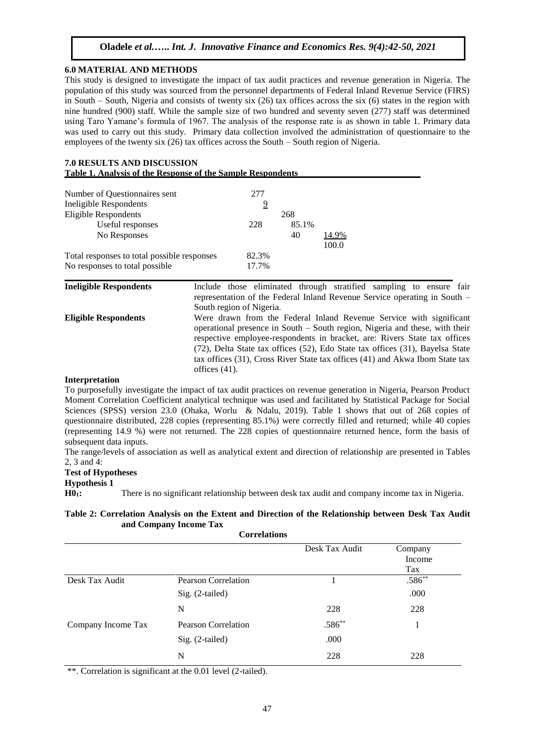## 6.0 MATERIAL AND METHODS

This study is designed to investigate the impact of tax audit practices and revenue generation in Nigeria. The population of this study was sourced from the personnel departments of Federal Inland Revenue Service (FIRS) in South – South, Nigeria and consists of twenty six (26) tax offices across the six (6) states in the region with nine hundred (900) staff. While the sample size of two hundred and seventy seven (277) staff was determined using Taro Yamane's formula of 1967. The analysis of the response rate is as shown in table 1. Primary data was used to carry out this study. Primary data collection involved the administration of questionnaire to the employees of the twenty six (26) tax offices across the South – South region of Nigeria.

## 7.0 RESULTS AND DISCUSSION

**Table 1. Analysis of the Response of the Sample Respondents**

| | | | |
|---|---|---|---|
| Number of Questionnaires sent | 277 | | |
| Ineligible Respondents | 9 | | |
| Eligible Respondents | | 268 | |
| Useful responses | 228 | 85.1% | |
| No Responses | | 40 | 14.9% |
| | | | 100.0 |
| Total responses to total possible responses | 82.3% | | |
| No responses to total possible | 17.7% | | |

| | |
|---|---|
| **Ineligible Respondents** | Include those eliminated through stratified sampling to ensure fair representation of the Federal Inland Revenue Service operating in South – South region of Nigeria. |
| **Eligible Respondents** | Were drawn from the Federal Inland Revenue Service with significant operational presence in South – South region, Nigeria and these, with their respective employee-respondents in bracket, are: Rivers State tax offices (72), Delta State tax offices (52), Edo State tax offices (31), Bayelsa State tax offices (31), Cross River State tax offices (41) and Akwa Ibom State tax offices (41). |

**Interpretation**

To purposefully investigate the impact of tax audit practices on revenue generation in Nigeria, Pearson Product Moment Correlation Coefficient analytical technique was used and facilitated by Statistical Package for Social Sciences (SPSS) version 23.0 (Ohaka, Worlu & Ndalu, 2019). Table 1 shows that out of 268 copies of questionnaire distributed, 228 copies (representing 85.1%) were correctly filled and returned; while 40 copies (representing 14.9 %) were not returned. The 228 copies of questionnaire returned hence, form the basis of subsequent data inputs.

The range/levels of association as well as analytical extent and direction of relationship are presented in Tables 2, 3 and 4:

**Test of Hypotheses**

**Hypothesis 1**

**$H0_1$:** There is no significant relationship between desk tax audit and company income tax in Nigeria.

**Table 2: Correlation Analysis on the Extent and Direction of the Relationship between Desk Tax Audit and Company Income Tax**

**Correlations**

| | | Desk Tax Audit | Company Income Tax |
|---|---|---|---|
| Desk Tax Audit | Pearson Correlation | 1 | .586** |
| | Sig. (2-tailed) | | .000 |
| | N | 228 | 228 |
| Company Income Tax | Pearson Correlation | .586** | 1 |
| | Sig. (2-tailed) | .000 | |
| | N | 228 | 228 |

**. Correlation is significant at the 0.01 level (2-tailed).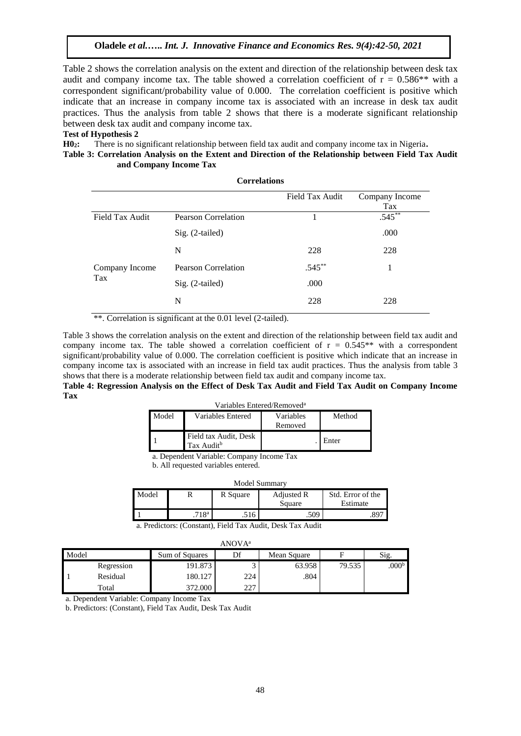Table 2 shows the correlation analysis on the extent and direction of the relationship between desk tax audit and company income tax. The table showed a correlation coefficient of r = 0.586** with a correspondent significant/probability value of 0.000. The correlation coefficient is positive which indicate that an increase in company income tax is associated with an increase in desk tax audit practices. Thus the analysis from table 2 shows that there is a moderate significant relationship between desk tax audit and company income tax.

**Test of Hypothesis 2**

**$H0_2$:** There is no significant relationship between field tax audit and company income tax in Nigeria**.**

**Table 3: Correlation Analysis on the Extent and Direction of the Relationship between Field Tax Audit and Company Income Tax**

**Correlations**

| | | Field Tax Audit | Company Income Tax |
|---|---|---|---|
| Field Tax Audit | Pearson Correlation | 1 | .545** |
| | Sig. (2-tailed) | | .000 |
| | N | 228 | 228 |
| Company Income Tax | Pearson Correlation | .545** | 1 |
| | Sig. (2-tailed) | .000 | |
| | N | 228 | 228 |

**. Correlation is significant at the 0.01 level (2-tailed).

Table 3 shows the correlation analysis on the extent and direction of the relationship between field tax audit and company income tax. The table showed a correlation coefficient of r = 0.545** with a correspondent significant/probability value of 0.000. The correlation coefficient is positive which indicate that an increase in company income tax is associated with an increase in field tax audit practices. Thus the analysis from table 3 shows that there is a moderate relationship between field tax audit and company income tax.

**Table 4: Regression Analysis on the Effect of Desk Tax Audit and Field Tax Audit on Company Income Tax**

Variables Entered/Removed[a]

| Model | Variables Entered | Variables Removed | Method |
|---|---|---|---|
| 1 | Field tax Audit, Desk Tax Audit[b] | . | Enter |

a. Dependent Variable: Company Income Tax

b. All requested variables entered.

Model Summary

| Model | R | R Square | Adjusted R Square | Std. Error of the Estimate |
|---|---|---|---|---|
| 1 | .718[a] | .516 | .509 | .897 |

a. Predictors: (Constant), Field Tax Audit, Desk Tax Audit

ANOVA[a]

| Model | | Sum of Squares | Df | Mean Square | F | Sig. |
|---|---|---|---|---|---|---|
| 1 | Regression | 191.873 | 3 | 63.958 | 79.535 | .000[b] |
| | Residual | 180.127 | 224 | .804 | | |
| | Total | 372.000 | 227 | | | |

a. Dependent Variable: Company Income Tax

b. Predictors: (Constant), Field Tax Audit, Desk Tax Audit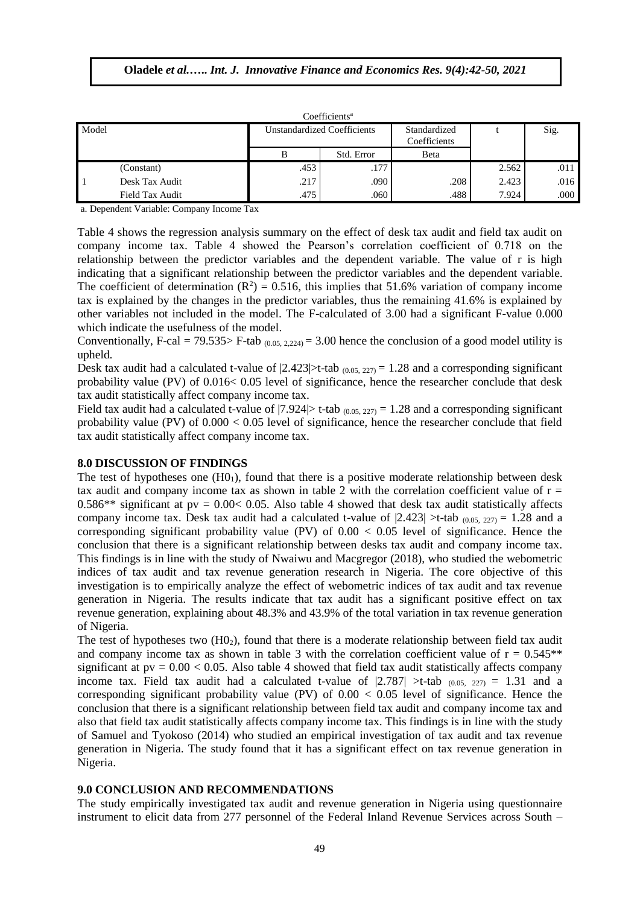Coefficients[a]

| Model | | Unstandardized Coefficients | | Standardized Coefficients | t | Sig. |
|---|---|---|---|---|---|---|
| | | B | Std. Error | Beta | | |
| 1 | (Constant) | .453 | .177 | | 2.562 | .011 |
| | Desk Tax Audit | .217 | .090 | .208 | 2.423 | .016 |
| | Field Tax Audit | .475 | .060 | .488 | 7.924 | .000 |

a. Dependent Variable: Company Income Tax

Table 4 shows the regression analysis summary on the effect of desk tax audit and field tax audit on company income tax. Table 4 showed the Pearson's correlation coefficient of 0.718 on the relationship between the predictor variables and the dependent variable. The value of r is high indicating that a significant relationship between the predictor variables and the dependent variable. The coefficient of determination ($R^2$) = 0.516, this implies that 51.6% variation of company income tax is explained by the changes in the predictor variables, thus the remaining 41.6% is explained by other variables not included in the model. The F-calculated of 3.00 had a significant F-value 0.000 which indicate the usefulness of the model.

Conventionally, F-cal = 79.535> F-tab $_{(0.05,\ 2,224)}$ = 3.00 hence the conclusion of a good model utility is upheld.

Desk tax audit had a calculated t-value of |2.423|>t-tab $_{(0.05,\ 227)}$ = 1.28 and a corresponding significant probability value (PV) of 0.016< 0.05 level of significance, hence the researcher conclude that desk tax audit statistically affect company income tax.

Field tax audit had a calculated t-value of |7.924|> t-tab $_{(0.05,\ 227)}$ = 1.28 and a corresponding significant probability value (PV) of 0.000 < 0.05 level of significance, hence the researcher conclude that field tax audit statistically affect company income tax.

## 8.0 DISCUSSION OF FINDINGS

The test of hypotheses one ($H0_1$), found that there is a positive moderate relationship between desk tax audit and company income tax as shown in table 2 with the correlation coefficient value of r = 0.586** significant at pv = 0.00< 0.05. Also table 4 showed that desk tax audit statistically affects company income tax. Desk tax audit had a calculated t-value of |2.423| >t-tab $_{(0.05,\ 227)}$ = 1.28 and a corresponding significant probability value (PV) of 0.00 < 0.05 level of significance. Hence the conclusion that there is a significant relationship between desks tax audit and company income tax. This findings is in line with the study of Nwaiwu and Macgregor (2018), who studied the webometric indices of tax audit and tax revenue generation research in Nigeria. The core objective of this investigation is to empirically analyze the effect of webometric indices of tax audit and tax revenue generation in Nigeria. The results indicate that tax audit has a significant positive effect on tax revenue generation, explaining about 48.3% and 43.9% of the total variation in tax revenue generation of Nigeria.

The test of hypotheses two ($H0_2$), found that there is a moderate relationship between field tax audit and company income tax as shown in table 3 with the correlation coefficient value of r = 0.545** significant at pv = 0.00 < 0.05. Also table 4 showed that field tax audit statistically affects company income tax. Field tax audit had a calculated t-value of |2.787| >t-tab $_{(0.05,\ 227)}$ = 1.31 and a corresponding significant probability value (PV) of 0.00 < 0.05 level of significance. Hence the conclusion that there is a significant relationship between field tax audit and company income tax and also that field tax audit statistically affects company income tax. This findings is in line with the study of Samuel and Tyokoso (2014) who studied an empirical investigation of tax audit and tax revenue generation in Nigeria. The study found that it has a significant effect on tax revenue generation in Nigeria.

## 9.0 CONCLUSION AND RECOMMENDATIONS

The study empirically investigated tax audit and revenue generation in Nigeria using questionnaire instrument to elicit data from 277 personnel of the Federal Inland Revenue Services across South –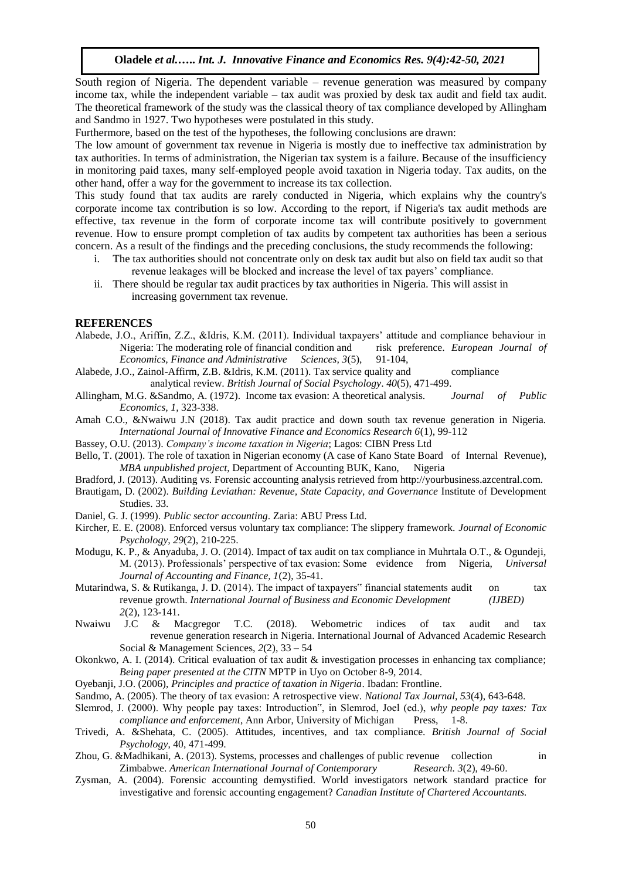South region of Nigeria. The dependent variable – revenue generation was measured by company income tax, while the independent variable – tax audit was proxied by desk tax audit and field tax audit. The theoretical framework of the study was the classical theory of tax compliance developed by Allingham and Sandmo in 1927. Two hypotheses were postulated in this study.

Furthermore, based on the test of the hypotheses, the following conclusions are drawn:

The low amount of government tax revenue in Nigeria is mostly due to ineffective tax administration by tax authorities. In terms of administration, the Nigerian tax system is a failure. Because of the insufficiency in monitoring paid taxes, many self-employed people avoid taxation in Nigeria today. Tax audits, on the other hand, offer a way for the government to increase its tax collection.

This study found that tax audits are rarely conducted in Nigeria, which explains why the country's corporate income tax contribution is so low. According to the report, if Nigeria's tax audit methods are effective, tax revenue in the form of corporate income tax will contribute positively to government revenue. How to ensure prompt completion of tax audits by competent tax authorities has been a serious concern. As a result of the findings and the preceding conclusions, the study recommends the following:

i. The tax authorities should not concentrate only on desk tax audit but also on field tax audit so that revenue leakages will be blocked and increase the level of tax payers' compliance.
ii. There should be regular tax audit practices by tax authorities in Nigeria. This will assist in increasing government tax revenue.

## REFERENCES

Alabede, J.O., Ariffin, Z.Z., &Idris, K.M. (2011). Individual taxpayers' attitude and compliance behaviour in Nigeria: The moderating role of financial condition and risk preference. *European Journal of Economics, Finance and Administrative Sciences, 3*(5), 91-104,

Alabede, J.O., Zainol-Affirm, Z.B. &Idris, K.M. (2011). Tax service quality and compliance analytical review. *British Journal of Social Psychology*. *40*(5), 471-499.

Allingham, M.G. &Sandmo, A. (1972). Income tax evasion: A theoretical analysis. *Journal of Public Economics*, *1*, 323-338.

Amah C.O., &Nwaiwu J.N (2018). Tax audit practice and down south tax revenue generation in Nigeria. *International Journal of Innovative Finance and Economics Research 6*(1), 99-112

Bassey, O.U. (2013). *Company's income taxation in Nigeria*; Lagos: CIBN Press Ltd

Bello, T. (2001). The role of taxation in Nigerian economy (A case of Kano State Board of Internal Revenue), *MBA unpublished project*, Department of Accounting BUK, Kano, Nigeria

Bradford, J. (2013). Auditing vs. Forensic accounting analysis retrieved from http://yourbusiness.azcentral.com.

Brautigam, D. (2002). *Building Leviathan: Revenue, State Capacity, and Governance* Institute of Development Studies. 33.

Daniel, G. J. (1999). *Public sector accounting*. Zaria: ABU Press Ltd.

Kircher, E. E. (2008). Enforced versus voluntary tax compliance: The slippery framework. *Journal of Economic Psychology, 29*(2), 210-225.

Modugu, K. P., & Anyaduba, J. O. (2014). Impact of tax audit on tax compliance in Muhrtala O.T., & Ogundeji, M. (2013). Professionals' perspective of tax evasion: Some evidence from Nigeria, *Universal Journal of Accounting and Finance, 1*(2), 35-41.

Mutarindwa, S. & Rutikanga, J. D. (2014). The impact of taxpayers" financial statements audit on tax revenue growth. *International Journal of Business and Economic Development (IJBED) 2*(2), 123-141.

Nwaiwu J.C & Macgregor T.C. (2018). Webometric indices of tax audit and tax revenue generation research in Nigeria. International Journal of Advanced Academic Research Social & Management Sciences, *2*(2), 33 – 54

Okonkwo, A. I. (2014). Critical evaluation of tax audit & investigation processes in enhancing tax compliance; *Being paper presented at the CITN* MPTP in Uyo on October 8-9, 2014.

Oyebanji, J.O. (2006), *Principles and practice of taxation in Nigeria*. Ibadan: Frontline.

Sandmo, A. (2005). The theory of tax evasion: A retrospective view. *National Tax Journal, 53*(4), 643-648.

Slemrod, J. (2000). Why people pay taxes: Introduction", in Slemrod, Joel (ed.), *why people pay taxes: Tax compliance and enforcement*, Ann Arbor, University of Michigan Press, 1-8.

Trivedi, A. &Shehata, C. (2005). Attitudes, incentives, and tax compliance. *British Journal of Social Psychology*, 40, 471-499.

Zhou, G. &Madhikani, A. (2013). Systems, processes and challenges of public revenue collection in Zimbabwe. *American International Journal of Contemporary Research. 3*(2), 49-60.

Zysman, A. (2004). Forensic accounting demystified. World investigators network standard practice for investigative and forensic accounting engagement? *Canadian Institute of Chartered Accountants.*